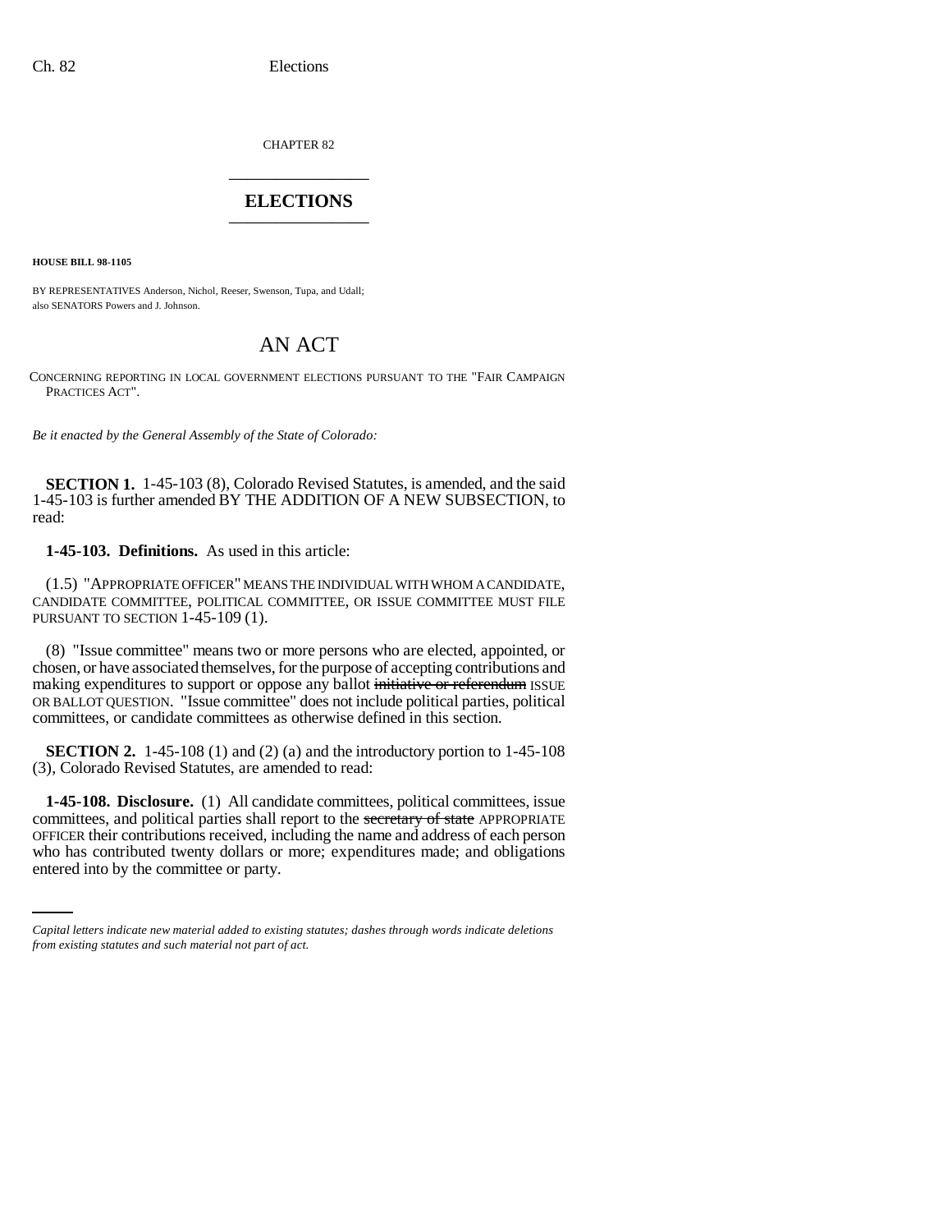CHAPTER 82

# ELECTIONS

**HOUSE BILL 98-1105**

BY REPRESENTATIVES Anderson, Nichol, Reeser, Swenson, Tupa, and Udall;
also SENATORS Powers and J. Johnson.

# AN ACT

CONCERNING REPORTING IN LOCAL GOVERNMENT ELECTIONS PURSUANT TO THE "FAIR CAMPAIGN PRACTICES ACT".

*Be it enacted by the General Assembly of the State of Colorado:*

**SECTION 1.** 1-45-103 (8), Colorado Revised Statutes, is amended, and the said 1-45-103 is further amended BY THE ADDITION OF A NEW SUBSECTION, to read:

**1-45-103. Definitions.** As used in this article:

(1.5) "APPROPRIATE OFFICER" MEANS THE INDIVIDUAL WITH WHOM A CANDIDATE, CANDIDATE COMMITTEE, POLITICAL COMMITTEE, OR ISSUE COMMITTEE MUST FILE PURSUANT TO SECTION 1-45-109 (1).

(8) "Issue committee" means two or more persons who are elected, appointed, or chosen, or have associated themselves, for the purpose of accepting contributions and making expenditures to support or oppose any ballot ~~initiative or referendum~~ ISSUE OR BALLOT QUESTION. "Issue committee" does not include political parties, political committees, or candidate committees as otherwise defined in this section.

**SECTION 2.** 1-45-108 (1) and (2) (a) and the introductory portion to 1-45-108 (3), Colorado Revised Statutes, are amended to read:

**1-45-108. Disclosure.** (1) All candidate committees, political committees, issue committees, and political parties shall report to the ~~secretary of state~~ APPROPRIATE OFFICER their contributions received, including the name and address of each person who has contributed twenty dollars or more; expenditures made; and obligations entered into by the committee or party.

*Capital letters indicate new material added to existing statutes; dashes through words indicate deletions from existing statutes and such material not part of act.*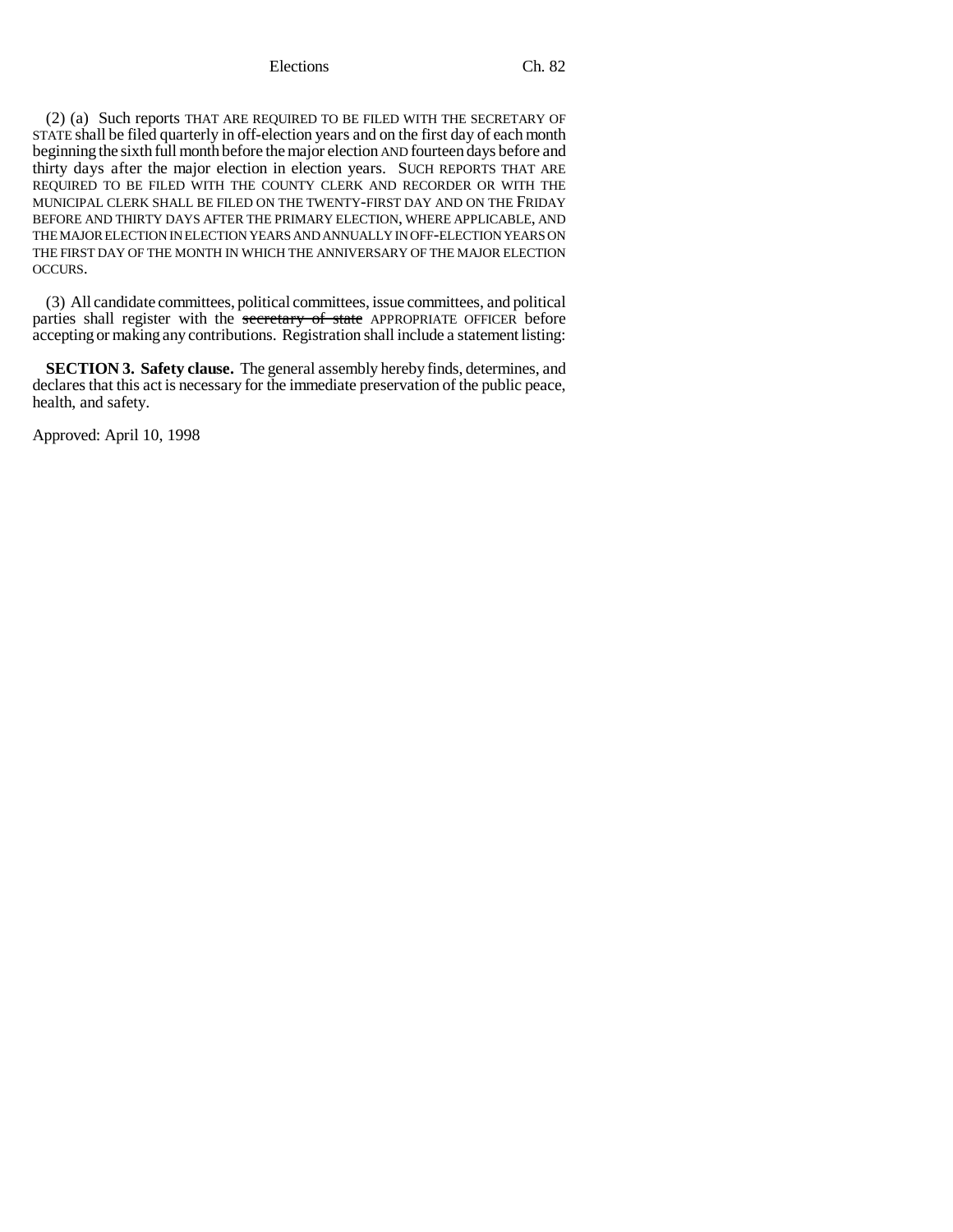(2) (a) Such reports THAT ARE REQUIRED TO BE FILED WITH THE SECRETARY OF STATE shall be filed quarterly in off-election years and on the first day of each month beginning the sixth full month before the major election AND fourteen days before and thirty days after the major election in election years. SUCH REPORTS THAT ARE REQUIRED TO BE FILED WITH THE COUNTY CLERK AND RECORDER OR WITH THE MUNICIPAL CLERK SHALL BE FILED ON THE TWENTY-FIRST DAY AND ON THE FRIDAY BEFORE AND THIRTY DAYS AFTER THE PRIMARY ELECTION, WHERE APPLICABLE, AND THE MAJOR ELECTION IN ELECTION YEARS AND ANNUALLY IN OFF-ELECTION YEARS ON THE FIRST DAY OF THE MONTH IN WHICH THE ANNIVERSARY OF THE MAJOR ELECTION OCCURS.

(3) All candidate committees, political committees, issue committees, and political parties shall register with the ~~secretary of state~~ APPROPRIATE OFFICER before accepting or making any contributions. Registration shall include a statement listing:

**SECTION 3. Safety clause.** The general assembly hereby finds, determines, and declares that this act is necessary for the immediate preservation of the public peace, health, and safety.

Approved: April 10, 1998